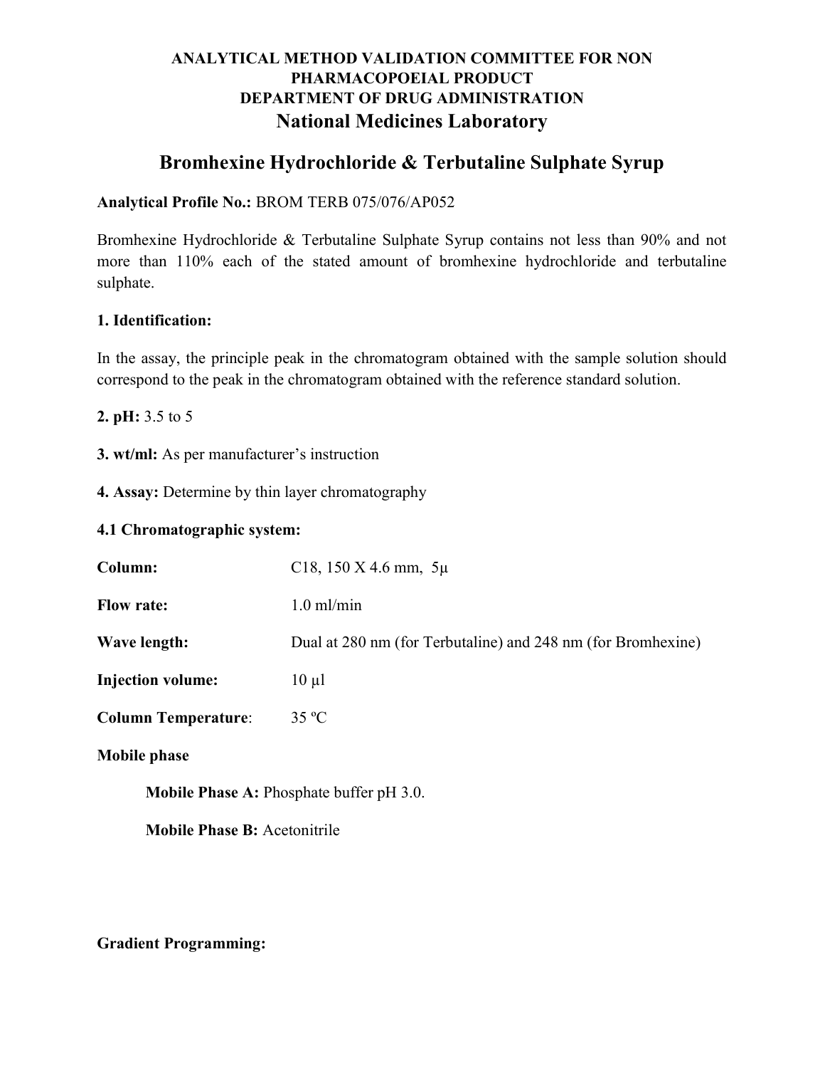**ANALYTICAL METHOD VALIDATION COMMITTEE FOR NON PHARMACOPOEIAL PRODUCT**
**DEPARTMENT OF DRUG ADMINISTRATION**
**National Medicines Laboratory**

# Bromhexine Hydrochloride & Terbutaline Sulphate Syrup

**Analytical Profile No.:** BROM TERB 075/076/AP052

Bromhexine Hydrochloride & Terbutaline Sulphate Syrup contains not less than 90% and not more than 110% each of the stated amount of bromhexine hydrochloride and terbutaline sulphate.

**1. Identification:**

In the assay, the principle peak in the chromatogram obtained with the sample solution should correspond to the peak in the chromatogram obtained with the reference standard solution.

**2. pH:** 3.5 to 5

**3. wt/ml:** As per manufacturer's instruction

**4. Assay:** Determine by thin layer chromatography

**4.1 Chromatographic system:**

**Column:** C18, 150 X 4.6 mm, 5µ

**Flow rate:** 1.0 ml/min

**Wave length:** Dual at 280 nm (for Terbutaline) and 248 nm (for Bromhexine)

**Injection volume:** 10 µl

**Column Temperature**: 35 ºC

**Mobile phase**

**Mobile Phase A:** Phosphate buffer pH 3.0.

**Mobile Phase B:** Acetonitrile

**Gradient Programming:**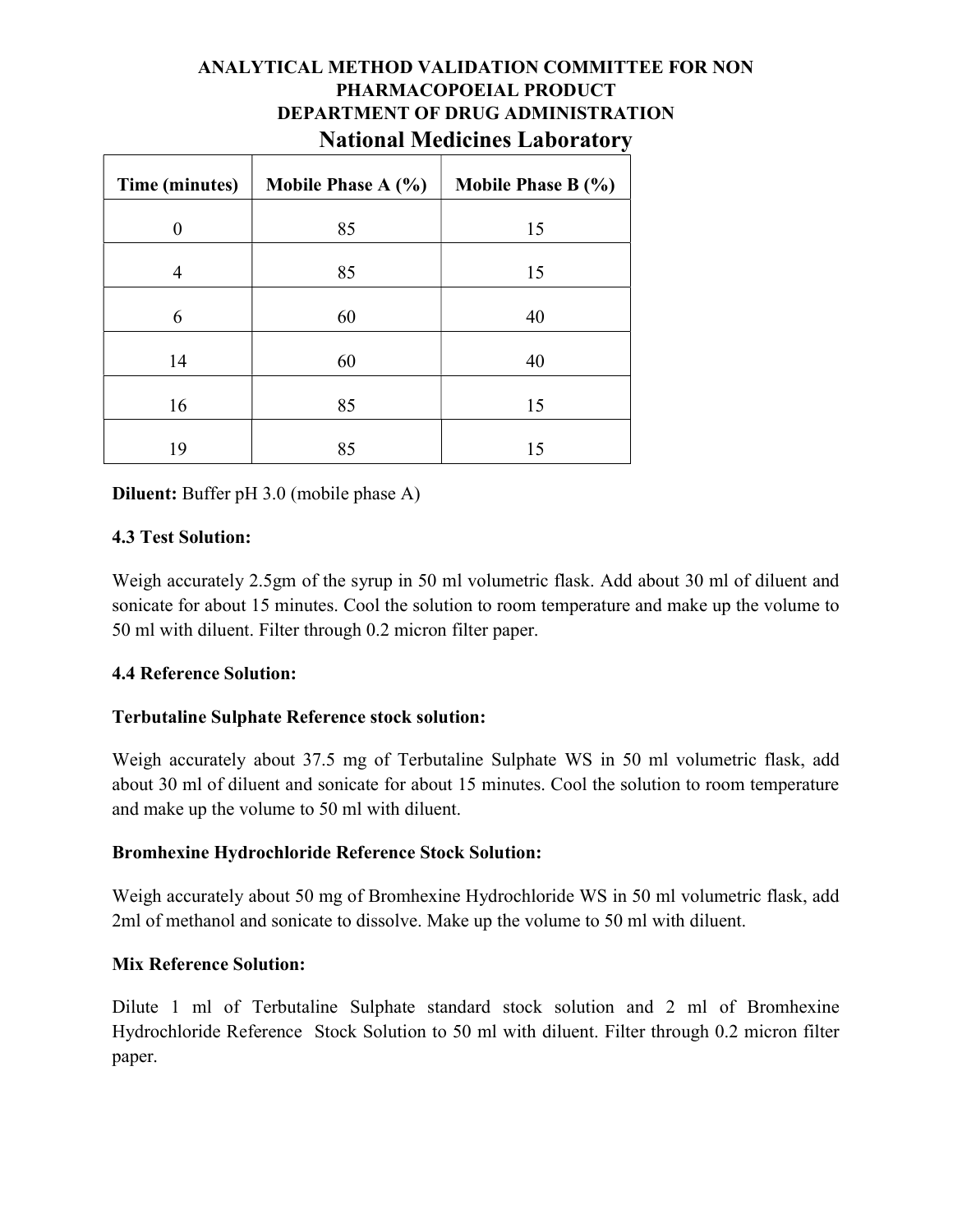| Time (minutes) | Mobile Phase A (%) | Mobile Phase B (%) |
|---|---|---|
| 0 | 85 | 15 |
| 4 | 85 | 15 |
| 6 | 60 | 40 |
| 14 | 60 | 40 |
| 16 | 85 | 15 |
| 19 | 85 | 15 |

**Diluent:** Buffer pH 3.0 (mobile phase A)

### 4.3 Test Solution:

Weigh accurately 2.5gm of the syrup in 50 ml volumetric flask. Add about 30 ml of diluent and sonicate for about 15 minutes. Cool the solution to room temperature and make up the volume to 50 ml with diluent. Filter through 0.2 micron filter paper.

### 4.4 Reference Solution:

**Terbutaline Sulphate Reference stock solution:**

Weigh accurately about 37.5 mg of Terbutaline Sulphate WS in 50 ml volumetric flask, add about 30 ml of diluent and sonicate for about 15 minutes. Cool the solution to room temperature and make up the volume to 50 ml with diluent.

**Bromhexine Hydrochloride Reference Stock Solution:**

Weigh accurately about 50 mg of Bromhexine Hydrochloride WS in 50 ml volumetric flask, add 2ml of methanol and sonicate to dissolve. Make up the volume to 50 ml with diluent.

**Mix Reference Solution:**

Dilute 1 ml of Terbutaline Sulphate standard stock solution and 2 ml of Bromhexine Hydrochloride Reference Stock Solution to 50 ml with diluent. Filter through 0.2 micron filter paper.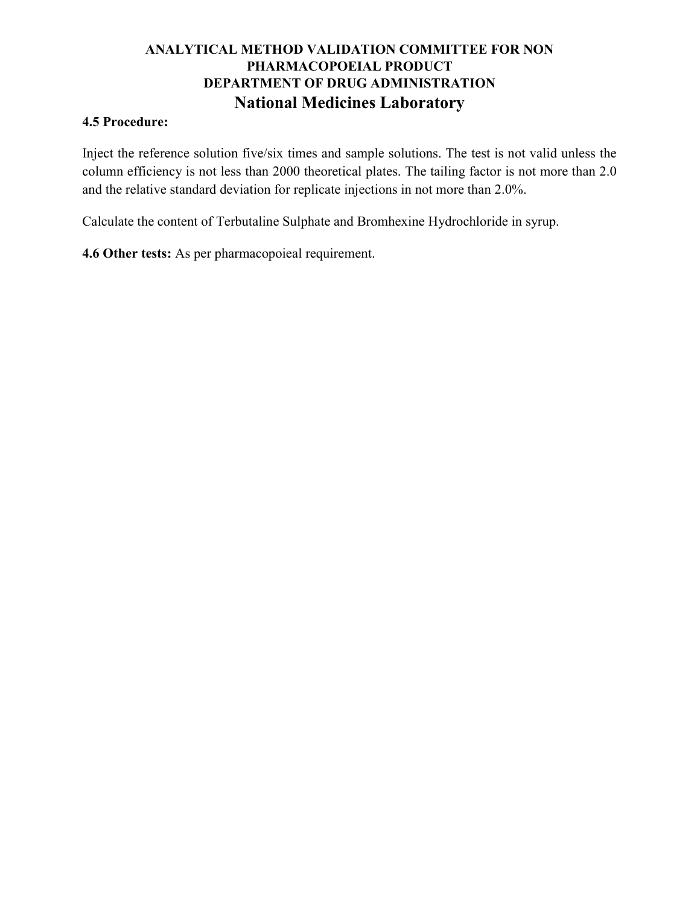**4.5 Procedure:**

Inject the reference solution five/six times and sample solutions. The test is not valid unless the column efficiency is not less than 2000 theoretical plates. The tailing factor is not more than 2.0 and the relative standard deviation for replicate injections in not more than 2.0%.

Calculate the content of Terbutaline Sulphate and Bromhexine Hydrochloride in syrup.

**4.6 Other tests:** As per pharmacopoieal requirement.